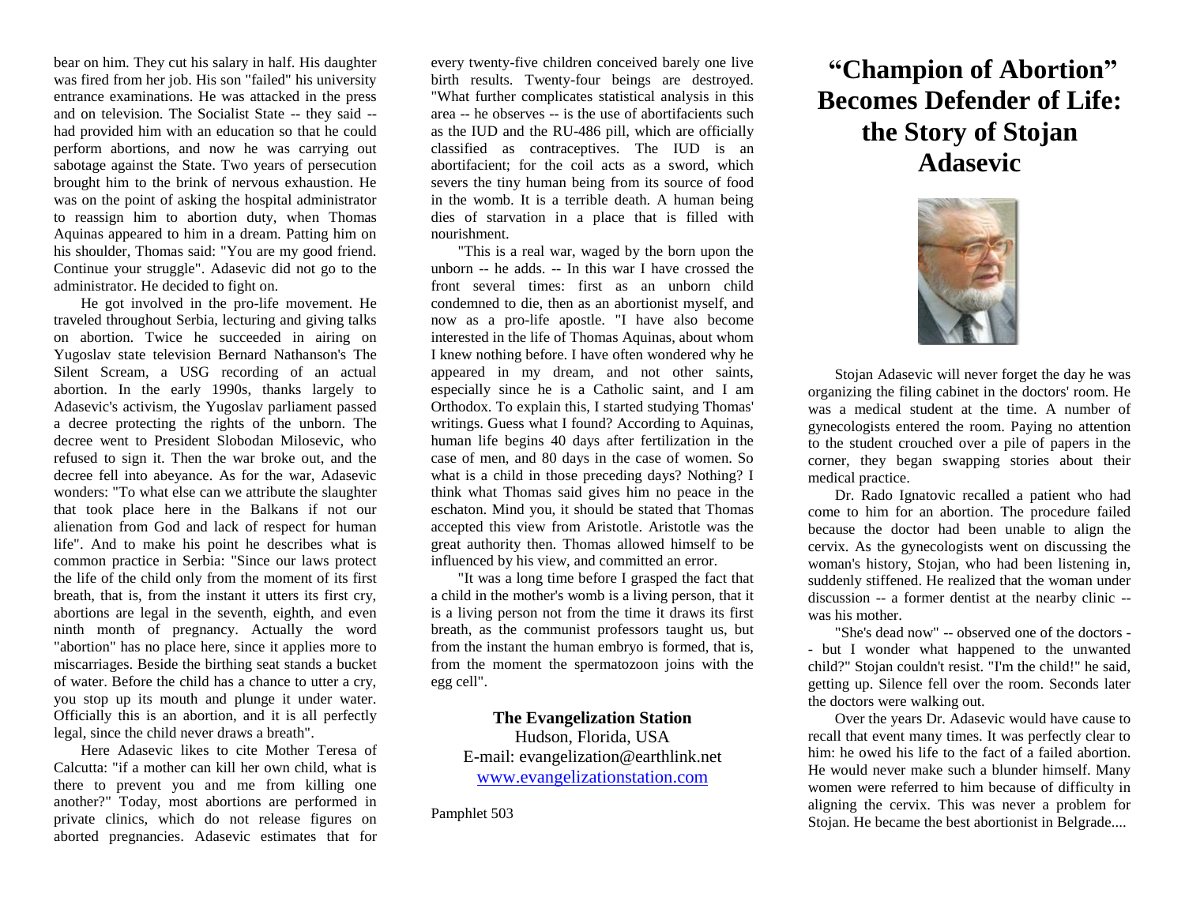# "Champion of Abortion" Becomes Defender of Life: the Story of Stojan Adasevic

Stojan Adasevic will never forget the day he was organizing the filing cabinet in the doctors' room. He was a medical student at the time. A number of gynecologists entered the room. Paying no attention to the student crouched over a pile of papers in the corner, they began swapping stories about their medical practice.

Dr. Rado Ignatovic recalled a patient who had come to him for an abortion. The procedure failed because the doctor had been unable to align the cervix. As the gynecologists went on discussing the woman's history, Stojan, who had been listening in, suddenly stiffened. He realized that the woman under discussion -- a former dentist at the nearby clinic -- was his mother.

"She's dead now" -- observed one of the doctors -- but I wonder what happened to the unwanted child?" Stojan couldn't resist. "I'm the child!" he said, getting up. Silence fell over the room. Seconds later the doctors were walking out.

Over the years Dr. Adasevic would have cause to recall that event many times. It was perfectly clear to him: he owed his life to the fact of a failed abortion. He would never make such a blunder himself. Many women were referred to him because of difficulty in aligning the cervix. This was never a problem for Stojan. He became the best abortionist in Belgrade....

bear on him. They cut his salary in half. His daughter was fired from her job. His son "failed" his university entrance examinations. He was attacked in the press and on television. The Socialist State -- they said -- had provided him with an education so that he could perform abortions, and now he was carrying out sabotage against the State. Two years of persecution brought him to the brink of nervous exhaustion. He was on the point of asking the hospital administrator to reassign him to abortion duty, when Thomas Aquinas appeared to him in a dream. Patting him on his shoulder, Thomas said: "You are my good friend. Continue your struggle". Adasevic did not go to the administrator. He decided to fight on.

He got involved in the pro-life movement. He traveled throughout Serbia, lecturing and giving talks on abortion. Twice he succeeded in airing on Yugoslav state television Bernard Nathanson's The Silent Scream, a USG recording of an actual abortion. In the early 1990s, thanks largely to Adasevic's activism, the Yugoslav parliament passed a decree protecting the rights of the unborn. The decree went to President Slobodan Milosevic, who refused to sign it. Then the war broke out, and the decree fell into abeyance. As for the war, Adasevic wonders: "To what else can we attribute the slaughter that took place here in the Balkans if not our alienation from God and lack of respect for human life". And to make his point he describes what is common practice in Serbia: "Since our laws protect the life of the child only from the moment of its first breath, that is, from the instant it utters its first cry, abortions are legal in the seventh, eighth, and even ninth month of pregnancy. Actually the word "abortion" has no place here, since it applies more to miscarriages. Beside the birthing seat stands a bucket of water. Before the child has a chance to utter a cry, you stop up its mouth and plunge it under water. Officially this is an abortion, and it is all perfectly legal, since the child never draws a breath".

Here Adasevic likes to cite Mother Teresa of Calcutta: "if a mother can kill her own child, what is there to prevent you and me from killing one another?" Today, most abortions are performed in private clinics, which do not release figures on aborted pregnancies. Adasevic estimates that for every twenty-five children conceived barely one live birth results. Twenty-four beings are destroyed. "What further complicates statistical analysis in this area -- he observes -- is the use of abortifacients such as the IUD and the RU-486 pill, which are officially classified as contraceptives. The IUD is an abortifacient; for the coil acts as a sword, which severs the tiny human being from its source of food in the womb. It is a terrible death. A human being dies of starvation in a place that is filled with nourishment.

"This is a real war, waged by the born upon the unborn -- he adds. -- In this war I have crossed the front several times: first as an unborn child condemned to die, then as an abortionist myself, and now as a pro-life apostle. "I have also become interested in the life of Thomas Aquinas, about whom I knew nothing before. I have often wondered why he appeared in my dream, and not other saints, especially since he is a Catholic saint, and I am Orthodox. To explain this, I started studying Thomas' writings. Guess what I found? According to Aquinas, human life begins 40 days after fertilization in the case of men, and 80 days in the case of women. So what is a child in those preceding days? Nothing? I think what Thomas said gives him no peace in the eschaton. Mind you, it should be stated that Thomas accepted this view from Aristotle. Aristotle was the great authority then. Thomas allowed himself to be influenced by his view, and committed an error.

"It was a long time before I grasped the fact that a child in the mother's womb is a living person, that it is a living person not from the time it draws its first breath, as the communist professors taught us, but from the instant the human embryo is formed, that is, from the moment the spermatozoon joins with the egg cell".

**The Evangelization Station**
Hudson, Florida, USA
E-mail: evangelization@earthlink.net
www.evangelizationstation.com

Pamphlet 503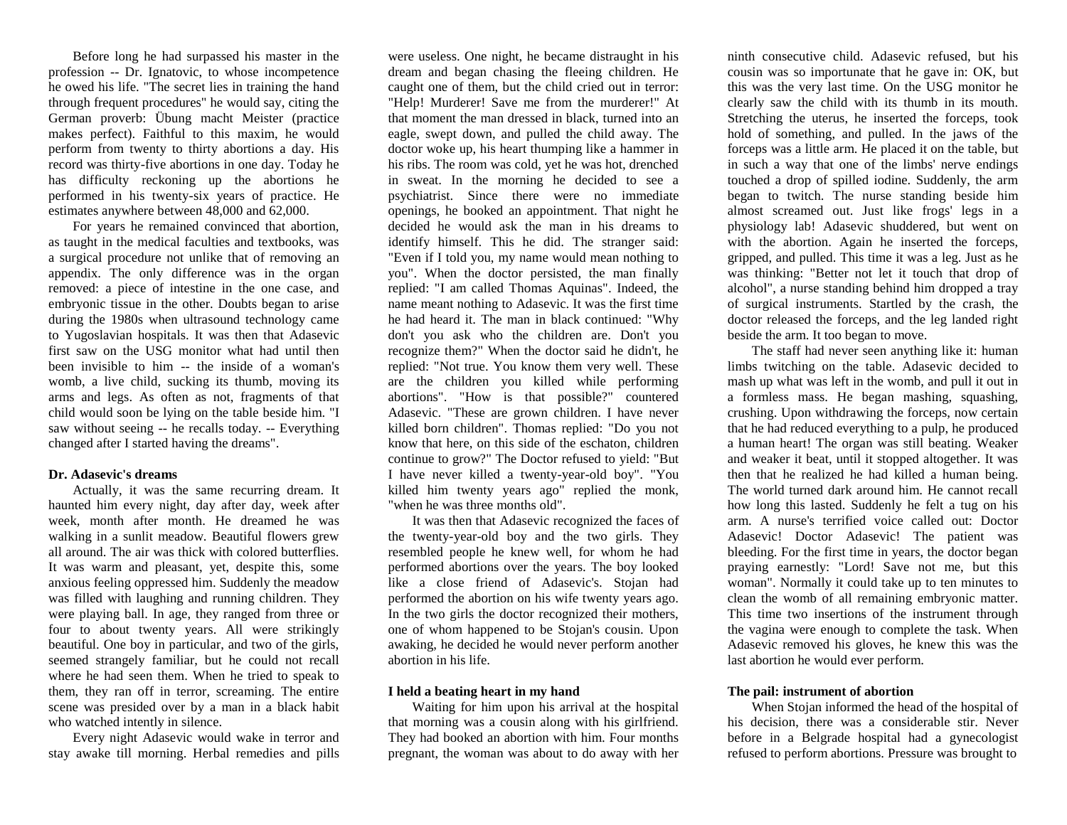Before long he had surpassed his master in the profession -- Dr. Ignatovic, to whose incompetence he owed his life. "The secret lies in training the hand through frequent procedures" he would say, citing the German proverb: Übung macht Meister (practice makes perfect). Faithful to this maxim, he would perform from twenty to thirty abortions a day. His record was thirty-five abortions in one day. Today he has difficulty reckoning up the abortions he performed in his twenty-six years of practice. He estimates anywhere between 48,000 and 62,000.

For years he remained convinced that abortion, as taught in the medical faculties and textbooks, was a surgical procedure not unlike that of removing an appendix. The only difference was in the organ removed: a piece of intestine in the one case, and embryonic tissue in the other. Doubts began to arise during the 1980s when ultrasound technology came to Yugoslavian hospitals. It was then that Adasevic first saw on the USG monitor what had until then been invisible to him -- the inside of a woman's womb, a live child, sucking its thumb, moving its arms and legs. As often as not, fragments of that child would soon be lying on the table beside him. "I saw without seeing -- he recalls today. -- Everything changed after I started having the dreams".

**Dr. Adasevic's dreams**

Actually, it was the same recurring dream. It haunted him every night, day after day, week after week, month after month. He dreamed he was walking in a sunlit meadow. Beautiful flowers grew all around. The air was thick with colored butterflies. It was warm and pleasant, yet, despite this, some anxious feeling oppressed him. Suddenly the meadow was filled with laughing and running children. They were playing ball. In age, they ranged from three or four to about twenty years. All were strikingly beautiful. One boy in particular, and two of the girls, seemed strangely familiar, but he could not recall where he had seen them. When he tried to speak to them, they ran off in terror, screaming. The entire scene was presided over by a man in a black habit who watched intently in silence.

Every night Adasevic would wake in terror and stay awake till morning. Herbal remedies and pills were useless. One night, he became distraught in his dream and began chasing the fleeing children. He caught one of them, but the child cried out in terror: "Help! Murderer! Save me from the murderer!" At that moment the man dressed in black, turned into an eagle, swept down, and pulled the child away. The doctor woke up, his heart thumping like a hammer in his ribs. The room was cold, yet he was hot, drenched in sweat. In the morning he decided to see a psychiatrist. Since there were no immediate openings, he booked an appointment. That night he decided he would ask the man in his dreams to identify himself. This he did. The stranger said: "Even if I told you, my name would mean nothing to you". When the doctor persisted, the man finally replied: "I am called Thomas Aquinas". Indeed, the name meant nothing to Adasevic. It was the first time he had heard it. The man in black continued: "Why don't you ask who the children are. Don't you recognize them?" When the doctor said he didn't, he replied: "Not true. You know them very well. These are the children you killed while performing abortions". "How is that possible?" countered Adasevic. "These are grown children. I have never killed born children". Thomas replied: "Do you not know that here, on this side of the eschaton, children continue to grow?" The Doctor refused to yield: "But I have never killed a twenty-year-old boy". "You killed him twenty years ago" replied the monk, "when he was three months old".

It was then that Adasevic recognized the faces of the twenty-year-old boy and the two girls. They resembled people he knew well, for whom he had performed abortions over the years. The boy looked like a close friend of Adasevic's. Stojan had performed the abortion on his wife twenty years ago. In the two girls the doctor recognized their mothers, one of whom happened to be Stojan's cousin. Upon awaking, he decided he would never perform another abortion in his life.

**I held a beating heart in my hand**

Waiting for him upon his arrival at the hospital that morning was a cousin along with his girlfriend. They had booked an abortion with him. Four months pregnant, the woman was about to do away with her ninth consecutive child. Adasevic refused, but his cousin was so importunate that he gave in: OK, but this was the very last time. On the USG monitor he clearly saw the child with its thumb in its mouth. Stretching the uterus, he inserted the forceps, took hold of something, and pulled. In the jaws of the forceps was a little arm. He placed it on the table, but in such a way that one of the limbs' nerve endings touched a drop of spilled iodine. Suddenly, the arm began to twitch. The nurse standing beside him almost screamed out. Just like frogs' legs in a physiology lab! Adasevic shuddered, but went on with the abortion. Again he inserted the forceps, gripped, and pulled. This time it was a leg. Just as he was thinking: "Better not let it touch that drop of alcohol", a nurse standing behind him dropped a tray of surgical instruments. Startled by the crash, the doctor released the forceps, and the leg landed right beside the arm. It too began to move.

The staff had never seen anything like it: human limbs twitching on the table. Adasevic decided to mash up what was left in the womb, and pull it out in a formless mass. He began mashing, squashing, crushing. Upon withdrawing the forceps, now certain that he had reduced everything to a pulp, he produced a human heart! The organ was still beating. Weaker and weaker it beat, until it stopped altogether. It was then that he realized he had killed a human being. The world turned dark around him. He cannot recall how long this lasted. Suddenly he felt a tug on his arm. A nurse's terrified voice called out: Doctor Adasevic! Doctor Adasevic! The patient was bleeding. For the first time in years, the doctor began praying earnestly: "Lord! Save not me, but this woman". Normally it could take up to ten minutes to clean the womb of all remaining embryonic matter. This time two insertions of the instrument through the vagina were enough to complete the task. When Adasevic removed his gloves, he knew this was the last abortion he would ever perform.

**The pail: instrument of abortion**

When Stojan informed the head of the hospital of his decision, there was a considerable stir. Never before in a Belgrade hospital had a gynecologist refused to perform abortions. Pressure was brought to